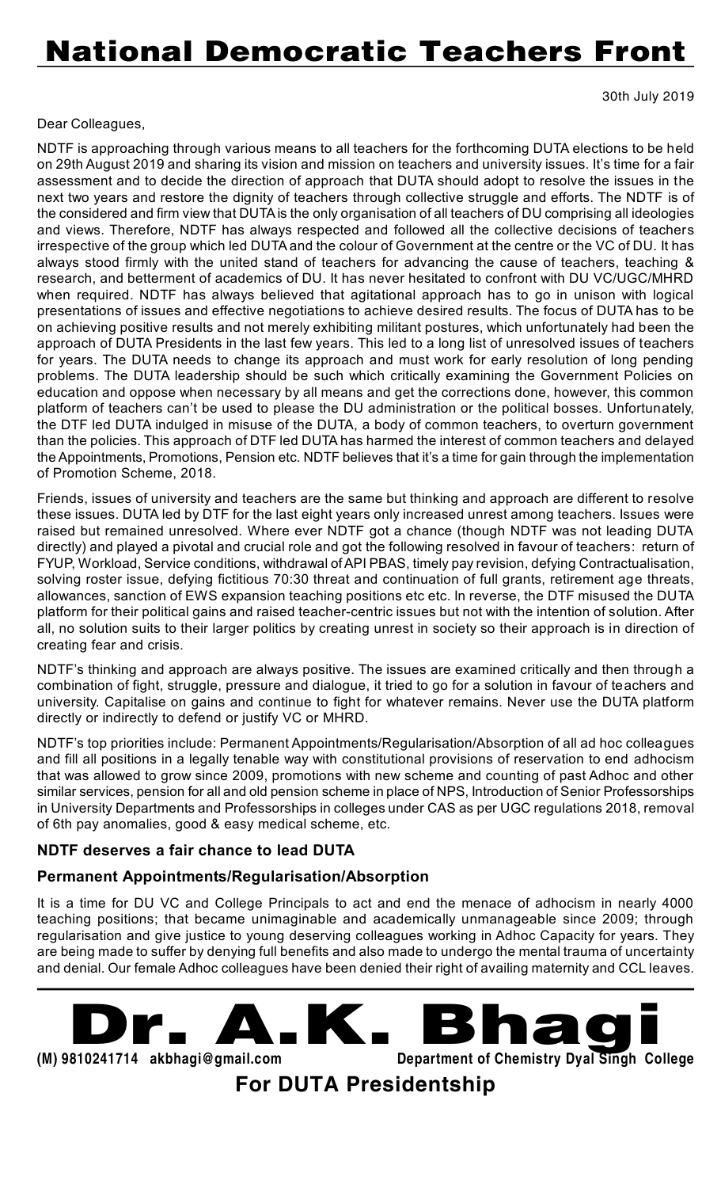# National Democratic Teachers Front

30th July 2019

Dear Colleagues,

NDTF is approaching through various means to all teachers for the forthcoming DUTA elections to be held on 29th August 2019 and sharing its vision and mission on teachers and university issues. It's time for a fair assessment and to decide the direction of approach that DUTA should adopt to resolve the issues in the next two years and restore the dignity of teachers through collective struggle and efforts. The NDTF is of the considered and firm view that DUTA is the only organisation of all teachers of DU comprising all ideologies and views. Therefore, NDTF has always respected and followed all the collective decisions of teachers irrespective of the group which led DUTA and the colour of Government at the centre or the VC of DU. It has always stood firmly with the united stand of teachers for advancing the cause of teachers, teaching & research, and betterment of academics of DU. It has never hesitated to confront with DU VC/UGC/MHRD when required. NDTF has always believed that agitational approach has to go in unison with logical presentations of issues and effective negotiations to achieve desired results. The focus of DUTA has to be on achieving positive results and not merely exhibiting militant postures, which unfortunately had been the approach of DUTA Presidents in the last few years. This led to a long list of unresolved issues of teachers for years. The DUTA needs to change its approach and must work for early resolution of long pending problems. The DUTA leadership should be such which critically examining the Government Policies on education and oppose when necessary by all means and get the corrections done, however, this common platform of teachers can't be used to please the DU administration or the political bosses. Unfortunately, the DTF led DUTA indulged in misuse of the DUTA, a body of common teachers, to overturn government than the policies. This approach of DTF led DUTA has harmed the interest of common teachers and delayed the Appointments, Promotions, Pension etc. NDTF believes that it's a time for gain through the implementation of Promotion Scheme, 2018.

Friends, issues of university and teachers are the same but thinking and approach are different to resolve these issues. DUTA led by DTF for the last eight years only increased unrest among teachers. Issues were raised but remained unresolved. Where ever NDTF got a chance (though NDTF was not leading DUTA directly) and played a pivotal and crucial role and got the following resolved in favour of teachers: return of FYUP, Workload, Service conditions, withdrawal of API PBAS, timely pay revision, defying Contractualisation, solving roster issue, defying fictitious 70:30 threat and continuation of full grants, retirement age threats, allowances, sanction of EWS expansion teaching positions etc etc. In reverse, the DTF misused the DUTA platform for their political gains and raised teacher-centric issues but not with the intention of solution. After all, no solution suits to their larger politics by creating unrest in society so their approach is in direction of creating fear and crisis.

NDTF's thinking and approach are always positive. The issues are examined critically and then through a combination of fight, struggle, pressure and dialogue, it tried to go for a solution in favour of teachers and university. Capitalise on gains and continue to fight for whatever remains. Never use the DUTA platform directly or indirectly to defend or justify VC or MHRD.

NDTF's top priorities include: Permanent Appointments/Regularisation/Absorption of all ad hoc colleagues and fill all positions in a legally tenable way with constitutional provisions of reservation to end adhocism that was allowed to grow since 2009, promotions with new scheme and counting of past Adhoc and other similar services, pension for all and old pension scheme in place of NPS, Introduction of Senior Professorships in University Departments and Professorships in colleges under CAS as per UGC regulations 2018, removal of 6th pay anomalies, good & easy medical scheme, etc.

### NDTF deserves a fair chance to lead DUTA

### Permanent Appointments/Regularisation/Absorption

It is a time for DU VC and College Principals to act and end the menace of adhocism in nearly 4000 teaching positions; that became unimaginable and academically unmanageable since 2009; through regularisation and give justice to young deserving colleagues working in Adhoc Capacity for years. They are being made to suffer by denying full benefits and also made to undergo the mental trauma of uncertainty and denial. Our female Adhoc colleagues have been denied their right of availing maternity and CCL leaves.

---

# Dr. A.K. Bhagi

**(M) 9810241714 akbhagi@gmail.com** **Department of Chemistry Dyal Singh College**

## For DUTA Presidentship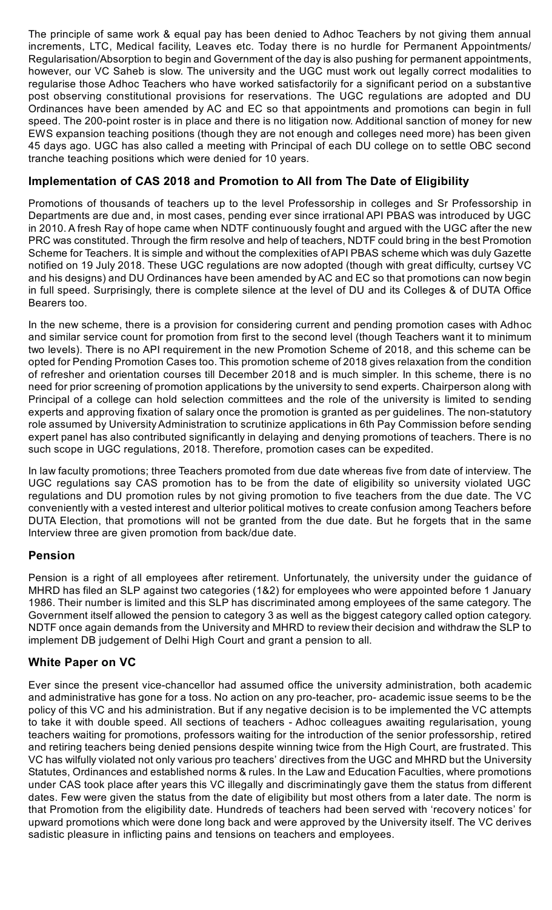The principle of same work & equal pay has been denied to Adhoc Teachers by not giving them annual increments, LTC, Medical facility, Leaves etc. Today there is no hurdle for Permanent Appointments/ Regularisation/Absorption to begin and Government of the day is also pushing for permanent appointments, however, our VC Saheb is slow. The university and the UGC must work out legally correct modalities to regularise those Adhoc Teachers who have worked satisfactorily for a significant period on a substantive post observing constitutional provisions for reservations. The UGC regulations are adopted and DU Ordinances have been amended by AC and EC so that appointments and promotions can begin in full speed. The 200-point roster is in place and there is no litigation now. Additional sanction of money for new EWS expansion teaching positions (though they are not enough and colleges need more) has been given 45 days ago. UGC has also called a meeting with Principal of each DU college on to settle OBC second tranche teaching positions which were denied for 10 years.

## Implementation of CAS 2018 and Promotion to All from The Date of Eligibility

Promotions of thousands of teachers up to the level Professorship in colleges and Sr Professorship in Departments are due and, in most cases, pending ever since irrational API PBAS was introduced by UGC in 2010. A fresh Ray of hope came when NDTF continuously fought and argued with the UGC after the new PRC was constituted. Through the firm resolve and help of teachers, NDTF could bring in the best Promotion Scheme for Teachers. It is simple and without the complexities of API PBAS scheme which was duly Gazette notified on 19 July 2018. These UGC regulations are now adopted (though with great difficulty, curtsey VC and his designs) and DU Ordinances have been amended by AC and EC so that promotions can now begin in full speed. Surprisingly, there is complete silence at the level of DU and its Colleges & of DUTA Office Bearers too.

In the new scheme, there is a provision for considering current and pending promotion cases with Adhoc and similar service count for promotion from first to the second level (though Teachers want it to minimum two levels). There is no API requirement in the new Promotion Scheme of 2018, and this scheme can be opted for Pending Promotion Cases too. This promotion scheme of 2018 gives relaxation from the condition of refresher and orientation courses till December 2018 and is much simpler. In this scheme, there is no need for prior screening of promotion applications by the university to send experts. Chairperson along with Principal of a college can hold selection committees and the role of the university is limited to sending experts and approving fixation of salary once the promotion is granted as per guidelines. The non-statutory role assumed by University Administration to scrutinize applications in 6th Pay Commission before sending expert panel has also contributed significantly in delaying and denying promotions of teachers. There is no such scope in UGC regulations, 2018. Therefore, promotion cases can be expedited.

In law faculty promotions; three Teachers promoted from due date whereas five from date of interview. The UGC regulations say CAS promotion has to be from the date of eligibility so university violated UGC regulations and DU promotion rules by not giving promotion to five teachers from the due date. The VC conveniently with a vested interest and ulterior political motives to create confusion among Teachers before DUTA Election, that promotions will not be granted from the due date. But he forgets that in the same Interview three are given promotion from back/due date.

## Pension

Pension is a right of all employees after retirement. Unfortunately, the university under the guidance of MHRD has filed an SLP against two categories (1&2) for employees who were appointed before 1 January 1986. Their number is limited and this SLP has discriminated among employees of the same category. The Government itself allowed the pension to category 3 as well as the biggest category called option category. NDTF once again demands from the University and MHRD to review their decision and withdraw the SLP to implement DB judgement of Delhi High Court and grant a pension to all.

## White Paper on VC

Ever since the present vice-chancellor had assumed office the university administration, both academic and administrative has gone for a toss. No action on any pro-teacher, pro- academic issue seems to be the policy of this VC and his administration. But if any negative decision is to be implemented the VC attempts to take it with double speed. All sections of teachers - Adhoc colleagues awaiting regularisation, young teachers waiting for promotions, professors waiting for the introduction of the senior professorship, retired and retiring teachers being denied pensions despite winning twice from the High Court, are frustrated. This VC has wilfully violated not only various pro teachers' directives from the UGC and MHRD but the University Statutes, Ordinances and established norms & rules. In the Law and Education Faculties, where promotions under CAS took place after years this VC illegally and discriminatingly gave them the status from different dates. Few were given the status from the date of eligibility but most others from a later date. The norm is that Promotion from the eligibility date. Hundreds of teachers had been served with 'recovery notices' for upward promotions which were done long back and were approved by the University itself. The VC derives sadistic pleasure in inflicting pains and tensions on teachers and employees.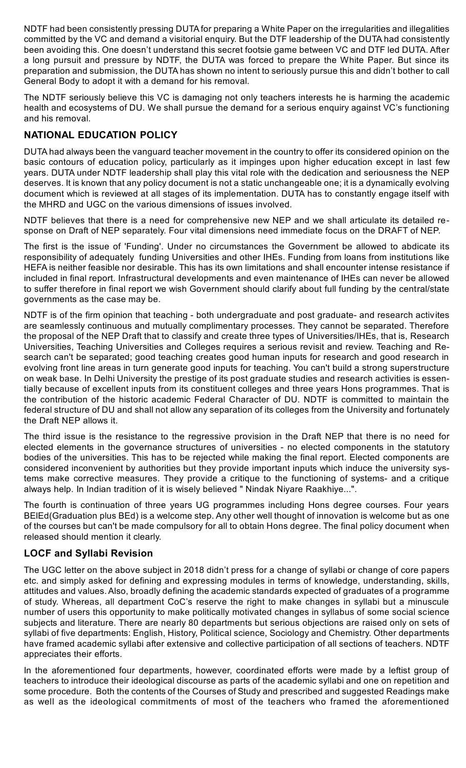NDTF had been consistently pressing DUTA for preparing a White Paper on the irregularities and illegalities committed by the VC and demand a visitorial enquiry. But the DTF leadership of the DUTA had consistently been avoiding this. One doesn't understand this secret footsie game between VC and DTF led DUTA. After a long pursuit and pressure by NDTF, the DUTA was forced to prepare the White Paper. But since its preparation and submission, the DUTA has shown no intent to seriously pursue this and didn't bother to call General Body to adopt it with a demand for his removal.

The NDTF seriously believe this VC is damaging not only teachers interests he is harming the academic health and ecosystems of DU. We shall pursue the demand for a serious enquiry against VC's functioning and his removal.

## NATIONAL EDUCATION POLICY

DUTA had always been the vanguard teacher movement in the country to offer its considered opinion on the basic contours of education policy, particularly as it impinges upon higher education except in last few years. DUTA under NDTF leadership shall play this vital role with the dedication and seriousness the NEP deserves. It is known that any policy document is not a static unchangeable one; it is a dynamically evolving document which is reviewed at all stages of its implementation. DUTA has to constantly engage itself with the MHRD and UGC on the various dimensions of issues involved.

NDTF believes that there is a need for comprehensive new NEP and we shall articulate its detailed response on Draft of NEP separately. Four vital dimensions need immediate focus on the DRAFT of NEP.

The first is the issue of 'Funding'. Under no circumstances the Government be allowed to abdicate its responsibility of adequately funding Universities and other IHEs. Funding from loans from institutions like HEFA is neither feasible nor desirable. This has its own limitations and shall encounter intense resistance if included in final report. Infrastructural developments and even maintenance of IHEs can never be allowed to suffer therefore in final report we wish Government should clarify about full funding by the central/state governments as the case may be.

NDTF is of the firm opinion that teaching - both undergraduate and post graduate- and research activites are seamlessly continuous and mutually complimentary processes. They cannot be separated. Therefore the proposal of the NEP Draft that to classify and create three types of Universities/IHEs, that is, Research Universities, Teaching Universities and Colleges requires a serious revisit and review. Teaching and Research can't be separated; good teaching creates good human inputs for research and good research in evolving front line areas in turn generate good inputs for teaching. You can't build a strong superstructure on weak base. In Delhi University the prestige of its post graduate studies and research activities is essentially because of excellent inputs from its constituent colleges and three years Hons programmes. That is the contribution of the historic academic Federal Character of DU. NDTF is committed to maintain the federal structure of DU and shall not allow any separation of its colleges from the University and fortunately the Draft NEP allows it.

The third issue is the resistance to the regressive provision in the Draft NEP that there is no need for elected elements in the governance structures of universities - no elected components in the statutory bodies of the universities. This has to be rejected while making the final report. Elected components are considered inconvenient by authorities but they provide important inputs which induce the university systems make corrective measures. They provide a critique to the functioning of systems- and a critique always help. In Indian tradition of it is wisely believed " Nindak Niyare Raakhiye...".

The fourth is continuation of three years UG programmes including Hons degree courses. Four years BElEd(Graduation plus BEd) is a welcome step. Any other well thought of innovation is welcome but as one of the courses but can't be made compulsory for all to obtain Hons degree. The final policy document when released should mention it clearly.

## LOCF and Syllabi Revision

The UGC letter on the above subject in 2018 didn't press for a change of syllabi or change of core papers etc. and simply asked for defining and expressing modules in terms of knowledge, understanding, skills, attitudes and values. Also, broadly defining the academic standards expected of graduates of a programme of study. Whereas, all department CoC's reserve the right to make changes in syllabi but a minuscule number of users this opportunity to make politically motivated changes in syllabus of some social science subjects and literature. There are nearly 80 departments but serious objections are raised only on sets of syllabi of five departments: English, History, Political science, Sociology and Chemistry. Other departments have framed academic syllabi after extensive and collective participation of all sections of teachers. NDTF appreciates their efforts.

In the aforementioned four departments, however, coordinated efforts were made by a leftist group of teachers to introduce their ideological discourse as parts of the academic syllabi and one on repetition and some procedure. Both the contents of the Courses of Study and prescribed and suggested Readings make as well as the ideological commitments of most of the teachers who framed the aforementioned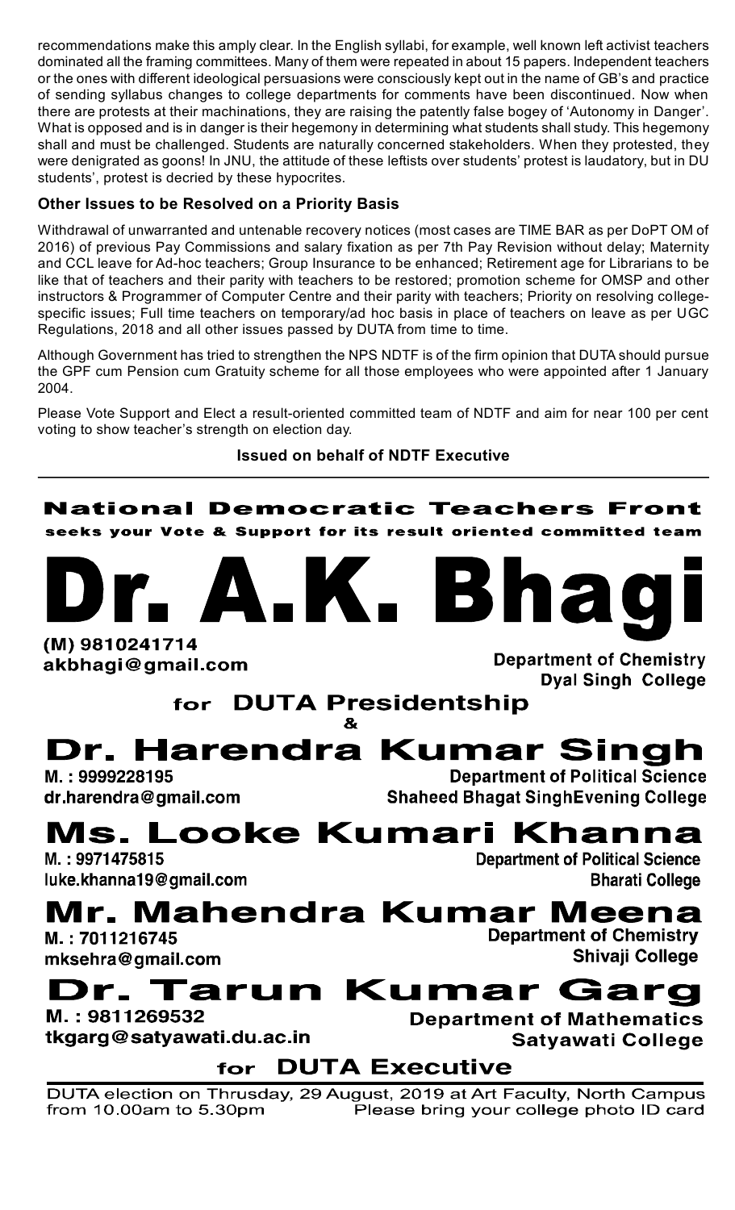recommendations make this amply clear. In the English syllabi, for example, well known left activist teachers dominated all the framing committees. Many of them were repeated in about 15 papers. Independent teachers or the ones with different ideological persuasions were consciously kept out in the name of GB's and practice of sending syllabus changes to college departments for comments have been discontinued. Now when there are protests at their machinations, they are raising the patently false bogey of 'Autonomy in Danger'. What is opposed and is in danger is their hegemony in determining what students shall study. This hegemony shall and must be challenged. Students are naturally concerned stakeholders. When they protested, they were denigrated as goons! In JNU, the attitude of these leftists over students' protest is laudatory, but in DU students', protest is decried by these hypocrites.

**Other Issues to be Resolved on a Priority Basis**

Withdrawal of unwarranted and untenable recovery notices (most cases are TIME BAR as per DoPT OM of 2016) of previous Pay Commissions and salary fixation as per 7th Pay Revision without delay; Maternity and CCL leave for Ad-hoc teachers; Group Insurance to be enhanced; Retirement age for Librarians to be like that of teachers and their parity with teachers to be restored; promotion scheme for OMSP and other instructors & Programmer of Computer Centre and their parity with teachers; Priority on resolving college-specific issues; Full time teachers on temporary/ad hoc basis in place of teachers on leave as per UGC Regulations, 2018 and all other issues passed by DUTA from time to time.

Although Government has tried to strengthen the NPS NDTF is of the firm opinion that DUTA should pursue the GPF cum Pension cum Gratuity scheme for all those employees who were appointed after 1 January 2004.

Please Vote Support and Elect a result-oriented committed team of NDTF and aim for near 100 per cent voting to show teacher's strength on election day.

**Issued on behalf of NDTF Executive**

---

# National Democratic Teachers Front

**seeks your Vote & Support for its result oriented committed team**

# Dr. A.K. Bhagi

(M) 9810241714
akbhagi@gmail.com

Department of Chemistry
Dyal Singh College

## for DUTA Presidentship

&

## Dr. Harendra Kumar Singh

M. : 9999228195
dr.harendra@gmail.com

Department of Political Science
Shaheed Bhagat SinghEvening College

## Ms. Looke Kumari Khanna

M. : 9971475815
luke.khanna19@gmail.com

Department of Political Science
Bharati College

## Mr. Mahendra Kumar Meena

M. : 7011216745
mksehra@gmail.com

Department of Chemistry
Shivaji College

## Dr. Tarun Kumar Garg

M. : 9811269532
tkgarg@satyawati.du.ac.in

Department of Mathematics
Satyawati College

## for DUTA Executive

DUTA election on Thrusday, 29 August, 2019 at Art Faculty, North Campus from 10.00am to 5.30pm — Please bring your college photo ID card